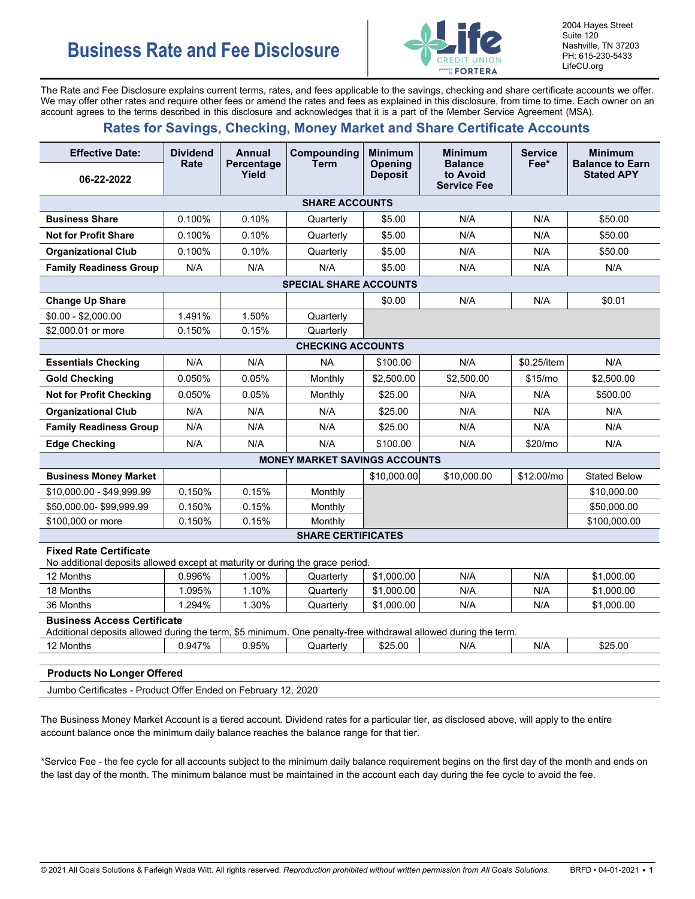# Business Rate and Fee Disclosure

2004 Hayes Street
Suite 120
Nashville, TN 37203
PH: 615-230-5433
LifeCU.org

The Rate and Fee Disclosure explains current terms, rates, and fees applicable to the savings, checking and share certificate accounts we offer. We may offer other rates and require other fees or amend the rates and fees as explained in this disclosure, from time to time. Each owner on an account agrees to the terms described in this disclosure and acknowledges that it is a part of the Member Service Agreement (MSA).

## Rates for Savings, Checking, Money Market and Share Certificate Accounts

| Effective Date: 06-22-2022 | Dividend Rate | Annual Percentage Yield | Compounding Term | Minimum Opening Deposit | Minimum Balance to Avoid Service Fee | Service Fee* | Minimum Balance to Earn Stated APY |
|---|---|---|---|---|---|---|---|
| **SHARE ACCOUNTS** | | | | | | | |
| **Business Share** | 0.100% | 0.10% | Quarterly | $5.00 | N/A | N/A | $50.00 |
| **Not for Profit Share** | 0.100% | 0.10% | Quarterly | $5.00 | N/A | N/A | $50.00 |
| **Organizational Club** | 0.100% | 0.10% | Quarterly | $5.00 | N/A | N/A | $50.00 |
| **Family Readiness Group** | N/A | N/A | N/A | $5.00 | N/A | N/A | N/A |
| **SPECIAL SHARE ACCOUNTS** | | | | | | | |
| **Change Up Share** | | | | $0.00 | N/A | N/A | $0.01 |
| $0.00 - $2,000.00 | 1.491% | 1.50% | Quarterly | | | | |
| $2,000.01 or more | 0.150% | 0.15% | Quarterly | | | | |
| **CHECKING ACCOUNTS** | | | | | | | |
| **Essentials Checking** | N/A | N/A | NA | $100.00 | N/A | $0.25/item | N/A |
| **Gold Checking** | 0.050% | 0.05% | Monthly | $2,500.00 | $2,500.00 | $15/mo | $2,500.00 |
| **Not for Profit Checking** | 0.050% | 0.05% | Monthly | $25.00 | N/A | N/A | $500.00 |
| **Organizational Club** | N/A | N/A | N/A | $25.00 | N/A | N/A | N/A |
| **Family Readiness Group** | N/A | N/A | N/A | $25.00 | N/A | N/A | N/A |
| **Edge Checking** | N/A | N/A | N/A | $100.00 | N/A | $20/mo | N/A |
| **MONEY MARKET SAVINGS ACCOUNTS** | | | | | | | |
| **Business Money Market** | | | | $10,000.00 | $10,000.00 | $12.00/mo | Stated Below |
| $10,000.00 - $49,999.99 | 0.150% | 0.15% | Monthly | | | | $10,000.00 |
| $50,000.00- $99,999.99 | 0.150% | 0.15% | Monthly | | | | $50,000.00 |
| $100,000 or more | 0.150% | 0.15% | Monthly | | | | $100,000.00 |
| **SHARE CERTIFICATES** | | | | | | | |
| **Fixed Rate Certificate** No additional deposits allowed except at maturity or during the grace period. | | | | | | | |
| 12 Months | 0.996% | 1.00% | Quarterly | $1,000.00 | N/A | N/A | $1,000.00 |
| 18 Months | 1.095% | 1.10% | Quarterly | $1,000.00 | N/A | N/A | $1,000.00 |
| 36 Months | 1.294% | 1.30% | Quarterly | $1,000.00 | N/A | N/A | $1,000.00 |
| **Business Access Certificate** Additional deposits allowed during the term, $5 minimum. One penalty-free withdrawal allowed during the term. | | | | | | | |
| 12 Months | 0.947% | 0.95% | Quarterly | $25.00 | N/A | N/A | $25.00 |

**Products No Longer Offered**

Jumbo Certificates - Product Offer Ended on February 12, 2020

The Business Money Market Account is a tiered account. Dividend rates for a particular tier, as disclosed above, will apply to the entire account balance once the minimum daily balance reaches the balance range for that tier.

*Service Fee - the fee cycle for all accounts subject to the minimum daily balance requirement begins on the first day of the month and ends on the last day of the month. The minimum balance must be maintained in the account each day during the fee cycle to avoid the fee.

© 2021 All Goals Solutions & Farleigh Wada Witt. All rights reserved. *Reproduction prohibited without written permission from All Goals Solutions.* BRFD • 04-01-2021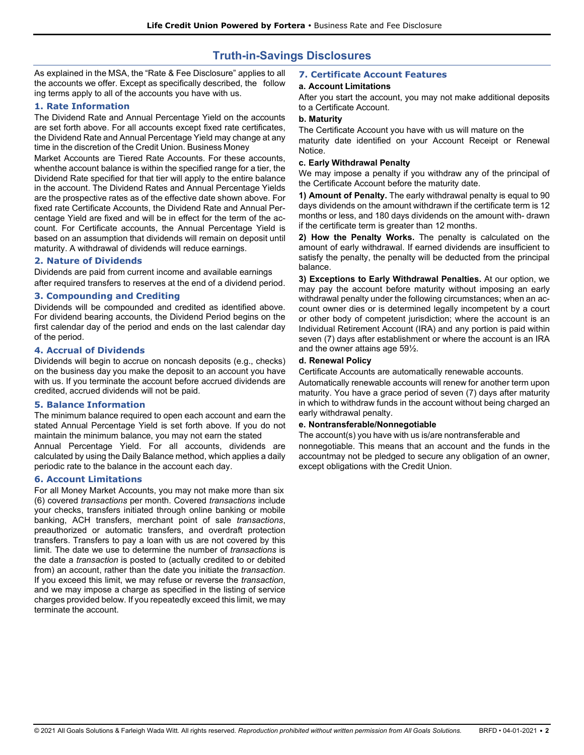# Truth-in-Savings Disclosures

As explained in the MSA, the "Rate & Fee Disclosure" applies to all the accounts we offer. Except as specifically described, the following terms apply to all of the accounts you have with us.

## 1. Rate Information

The Dividend Rate and Annual Percentage Yield on the accounts are set forth above. For all accounts except fixed rate certificates, the Dividend Rate and Annual Percentage Yield may change at any time in the discretion of the Credit Union. Business Money Market Accounts are Tiered Rate Accounts. For these accounts, whenthe account balance is within the specified range for a tier, the Dividend Rate specified for that tier will apply to the entire balance in the account. The Dividend Rates and Annual Percentage Yields are the prospective rates as of the effective date shown above. For fixed rate Certificate Accounts, the Dividend Rate and Annual Percentage Yield are fixed and will be in effect for the term of the account. For Certificate accounts, the Annual Percentage Yield is based on an assumption that dividends will remain on deposit until maturity. A withdrawal of dividends will reduce earnings.

## 2. Nature of Dividends

Dividends are paid from current income and available earnings after required transfers to reserves at the end of a dividend period.

## 3. Compounding and Crediting

Dividends will be compounded and credited as identified above. For dividend bearing accounts, the Dividend Period begins on the first calendar day of the period and ends on the last calendar day of the period.

## 4. Accrual of Dividends

Dividends will begin to accrue on noncash deposits (e.g., checks) on the business day you make the deposit to an account you have with us. If you terminate the account before accrued dividends are credited, accrued dividends will not be paid.

## 5. Balance Information

The minimum balance required to open each account and earn the stated Annual Percentage Yield is set forth above. If you do not maintain the minimum balance, you may not earn the stated Annual Percentage Yield. For all accounts, dividends are calculated by using the Daily Balance method, which applies a daily periodic rate to the balance in the account each day.

## 6. Account Limitations

For all Money Market Accounts, you may not make more than six (6) covered *transactions* per month. Covered *transactions* include your checks, transfers initiated through online banking or mobile banking, ACH transfers, merchant point of sale *transactions*, preauthorized or automatic transfers, and overdraft protection transfers. Transfers to pay a loan with us are not covered by this limit. The date we use to determine the number of *transactions* is the date a *transaction* is posted to (actually credited to or debited from) an account, rather than the date you initiate the *transaction*. If you exceed this limit, we may refuse or reverse the *transaction*, and we may impose a charge as specified in the listing of service charges provided below. If you repeatedly exceed this limit, we may terminate the account.

## 7. Certificate Account Features

### a. Account Limitations

After you start the account, you may not make additional deposits to a Certificate Account.

### b. Maturity

The Certificate Account you have with us will mature on the maturity date identified on your Account Receipt or Renewal Notice.

### c. Early Withdrawal Penalty

We may impose a penalty if you withdraw any of the principal of the Certificate Account before the maturity date.

**1) Amount of Penalty.** The early withdrawal penalty is equal to 90 days dividends on the amount withdrawn if the certificate term is 12 months or less, and 180 days dividends on the amount withdrawn if the certificate term is greater than 12 months.

**2) How the Penalty Works.** The penalty is calculated on the amount of early withdrawal. If earned dividends are insufficient to satisfy the penalty, the penalty will be deducted from the principal balance.

**3) Exceptions to Early Withdrawal Penalties.** At our option, we may pay the account before maturity without imposing an early withdrawal penalty under the following circumstances; when an account owner dies or is determined legally incompetent by a court or other body of competent jurisdiction; where the account is an Individual Retirement Account (IRA) and any portion is paid within seven (7) days after establishment or where the account is an IRA and the owner attains age 59½.

### d. Renewal Policy

Certificate Accounts are automatically renewable accounts.

Automatically renewable accounts will renew for another term upon maturity. You have a grace period of seven (7) days after maturity in which to withdraw funds in the account without being charged an early withdrawal penalty.

### e. Nontransferable/Nonnegotiable

The account(s) you have with us is/are nontransferable and nonnegotiable. This means that an account and the funds in the accountmay not be pledged to secure any obligation of an owner, except obligations with the Credit Union.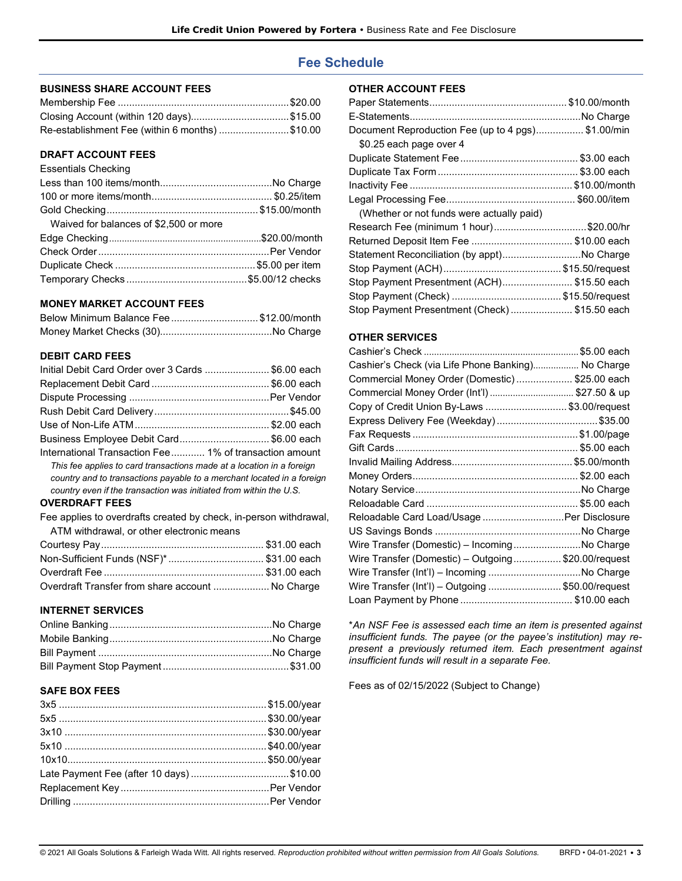## Fee Schedule

### BUSINESS SHARE ACCOUNT FEES

| | |
|---|---|
| Membership Fee | $20.00 |
| Closing Account (within 120 days) | $15.00 |
| Re-establishment Fee (within 6 months) | $10.00 |

### DRAFT ACCOUNT FEES

| | |
|---|---|
| Essentials Checking | |
| Less than 100 items/month | No Charge |
| 100 or more items/month | $0.25/item |
| Gold Checking | $15.00/month |
| Waived for balances of $2,500 or more | |
| Edge Checking | $20.00/month |
| Check Order | Per Vendor |
| Duplicate Check | $5.00 per item |
| Temporary Checks | $5.00/12 checks |

### MONEY MARKET ACCOUNT FEES

| | |
|---|---|
| Below Minimum Balance Fee | $12.00/month |
| Money Market Checks (30) | No Charge |

### DEBIT CARD FEES

| | |
|---|---|
| Initial Debit Card Order over 3 Cards | $6.00 each |
| Replacement Debit Card | $6.00 each |
| Dispute Processing | Per Vendor |
| Rush Debit Card Delivery | $45.00 |
| Use of Non-Life ATM | $2.00 each |
| Business Employee Debit Card | $6.00 each |
| International Transaction Fee | 1% of transaction amount |

*This fee applies to card transactions made at a location in a foreign country and to transactions payable to a merchant located in a foreign country even if the transaction was initiated from within the U.S.*

### OVERDRAFT FEES

Fee applies to overdrafts created by check, in-person withdrawal, ATM withdrawal, or other electronic means

| | |
|---|---|
| Courtesy Pay | $31.00 each |
| Non-Sufficient Funds (NSF)* | $31.00 each |
| Overdraft Fee | $31.00 each |
| Overdraft Transfer from share account | No Charge |

### INTERNET SERVICES

| | |
|---|---|
| Online Banking | No Charge |
| Mobile Banking | No Charge |
| Bill Payment | No Charge |
| Bill Payment Stop Payment | $31.00 |

### SAFE BOX FEES

| | |
|---|---|
| 3x5 | $15.00/year |
| 5x5 | $30.00/year |
| 3x10 | $30.00/year |
| 5x10 | $40.00/year |
| 10x10 | $50.00/year |
| Late Payment Fee (after 10 days) | $10.00 |
| Replacement Key | Per Vendor |
| Drilling | Per Vendor |

### OTHER ACCOUNT FEES

| | |
|---|---|
| Paper Statements | $10.00/month |
| E-Statements | No Charge |
| Document Reproduction Fee (up to 4 pgs) | $1.00/min |
| $0.25 each page over 4 | |
| Duplicate Statement Fee | $3.00 each |
| Duplicate Tax Form | $3.00 each |
| Inactivity Fee | $10.00/month |
| Legal Processing Fee | $60.00/item |
| (Whether or not funds were actually paid) | |
| Research Fee (minimum 1 hour) | $20.00/hr |
| Returned Deposit Item Fee | $10.00 each |
| Statement Reconciliation (by appt) | No Charge |
| Stop Payment (ACH) | $15.50/request |
| Stop Payment Presentment (ACH) | $15.50 each |
| Stop Payment (Check) | $15.50/request |
| Stop Payment Presentment (Check) | $15.50 each |

### OTHER SERVICES

| | |
|---|---|
| Cashier's Check | $5.00 each |
| Cashier's Check (via Life Phone Banking) | No Charge |
| Commercial Money Order (Domestic) | $25.00 each |
| Commercial Money Order (Int'l) | $27.50 & up |
| Copy of Credit Union By-Laws | $3.00/request |
| Express Delivery Fee (Weekday) | $35.00 |
| Fax Requests | $1.00/page |
| Gift Cards | $5.00 each |
| Invalid Mailing Address | $5.00/month |
| Money Orders | $2.00 each |
| Notary Service | No Charge |
| Reloadable Card | $5.00 each |
| Reloadable Card Load/Usage | Per Disclosure |
| US Savings Bonds | No Charge |
| Wire Transfer (Domestic) – Incoming | No Charge |
| Wire Transfer (Domestic) – Outgoing | $20.00/request |
| Wire Transfer (Int'l) – Incoming | No Charge |
| Wire Transfer (Int'l) – Outgoing | $50.00/request |
| Loan Payment by Phone | $10.00 each |

**An NSF Fee is assessed each time an item is presented against insufficient funds. The payee (or the payee's institution) may re-present a previously returned item. Each presentment against insufficient funds will result in a separate Fee.*

Fees as of 02/15/2022 (Subject to Change)

© 2021 All Goals Solutions & Farleigh Wada Witt. All rights reserved. *Reproduction prohibited without written permission from All Goals Solutions.* BRFD • 04-01-2021